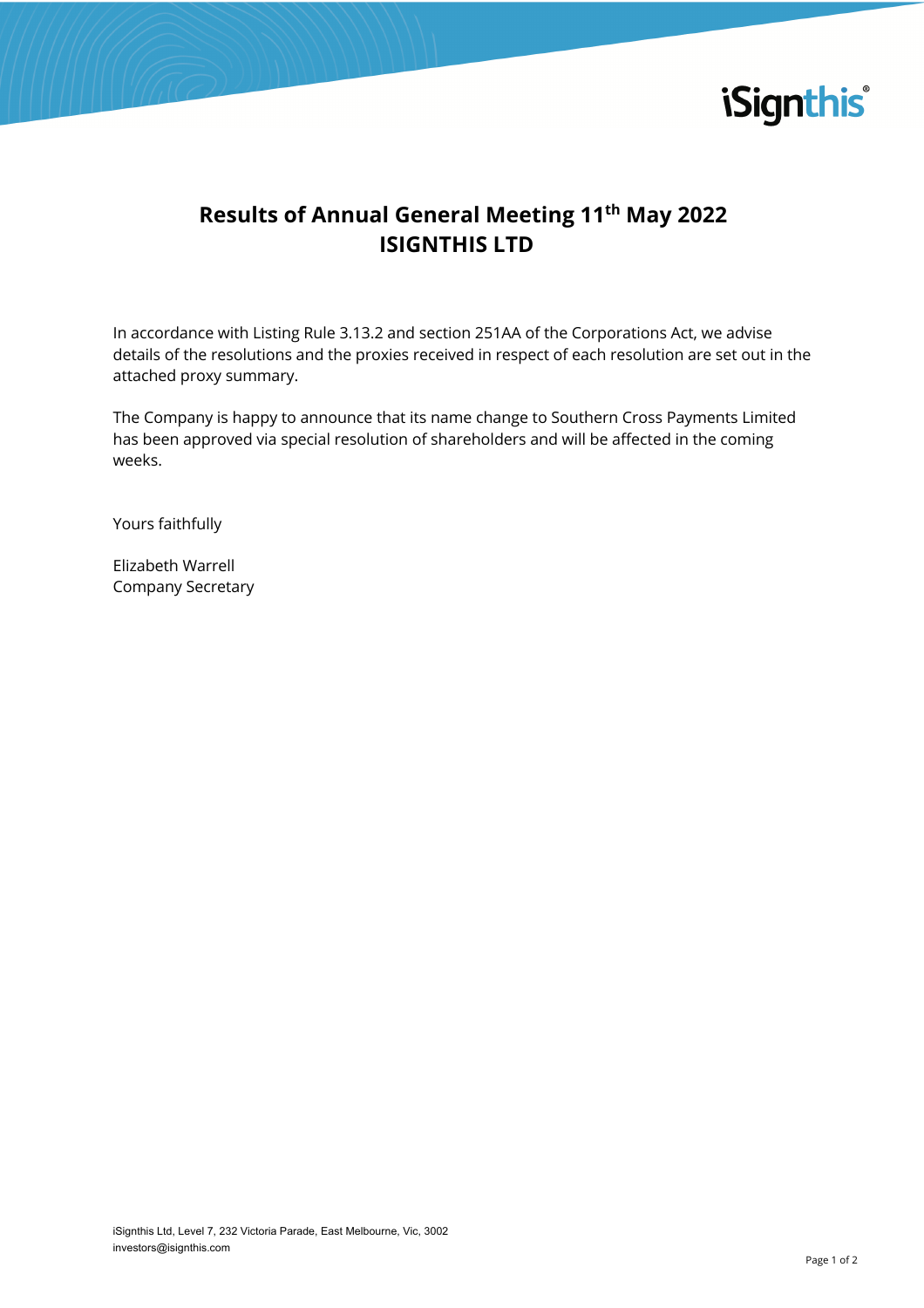# Results of Annual General Meeting 11th May 2022
# ISIGNTHIS LTD

In accordance with Listing Rule 3.13.2 and section 251AA of the Corporations Act, we advise details of the resolutions and the proxies received in respect of each resolution are set out in the attached proxy summary.

The Company is happy to announce that its name change to Southern Cross Payments Limited has been approved via special resolution of shareholders and will be affected in the coming weeks.

Yours faithfully

Elizabeth Warrell
Company Secretary

iSignthis Ltd, Level 7, 232 Victoria Parade, East Melbourne, Vic, 3002
investors@isignthis.com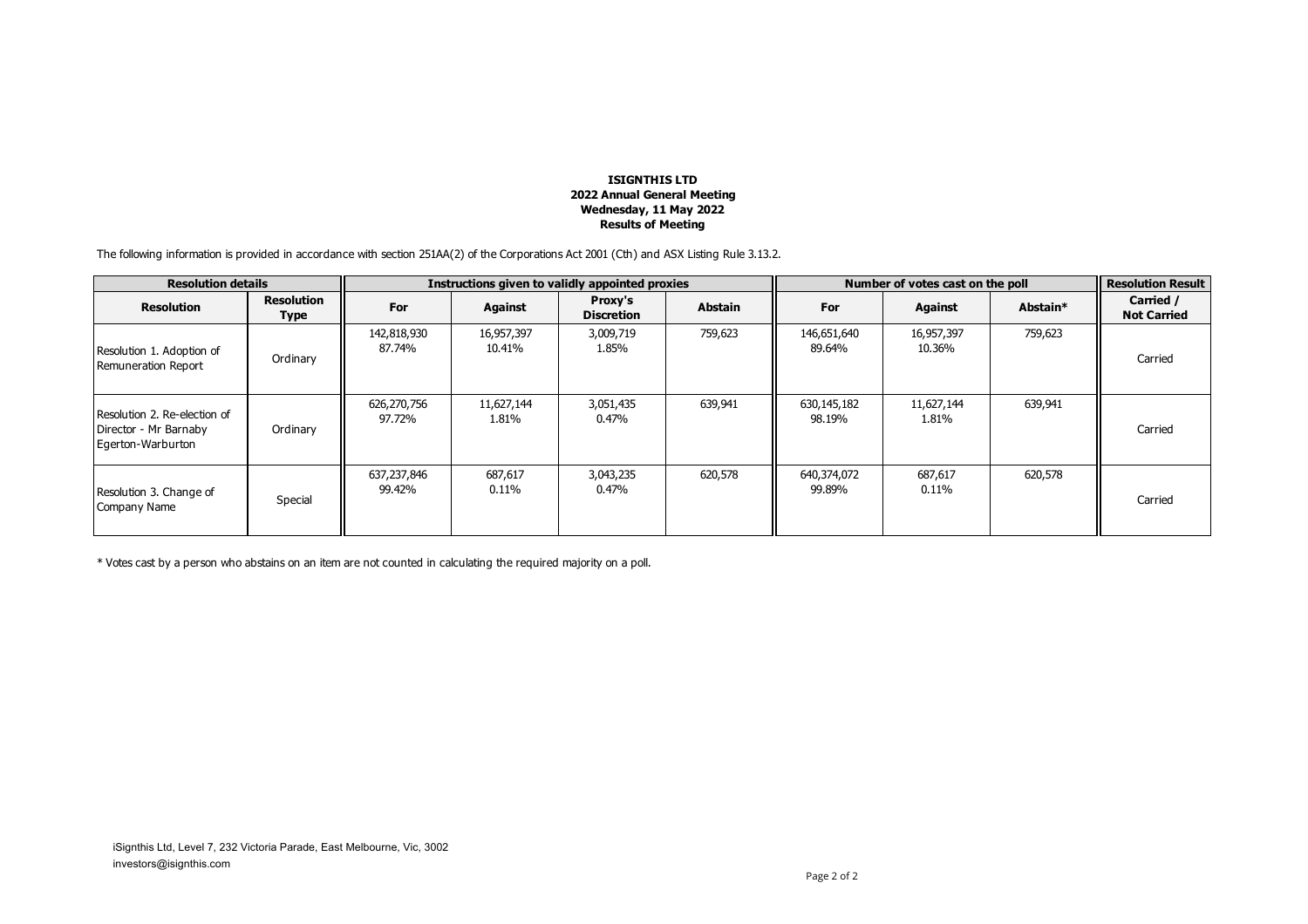**ISIGNTHIS LTD**
**2022 Annual General Meeting**
**Wednesday, 11 May 2022**
**Results of Meeting**

The following information is provided in accordance with section 251AA(2) of the Corporations Act 2001 (Cth) and ASX Listing Rule 3.13.2.

| Resolution details | | Instructions given to validly appointed proxies | | | | Number of votes cast on the poll | | | Resolution Result |
|---|---|---|---|---|---|---|---|---|---|
| **Resolution** | **Resolution Type** | **For** | **Against** | **Proxy's Discretion** | **Abstain** | **For** | **Against** | **Abstain*** | **Carried / Not Carried** |
| Resolution 1. Adoption of Remuneration Report | Ordinary | 142,818,930 87.74% | 16,957,397 10.41% | 3,009,719 1.85% | 759,623 | 146,651,640 89.64% | 16,957,397 10.36% | 759,623 | Carried |
| Resolution 2. Re-election of Director - Mr Barnaby Egerton-Warburton | Ordinary | 626,270,756 97.72% | 11,627,144 1.81% | 3,051,435 0.47% | 639,941 | 630,145,182 98.19% | 11,627,144 1.81% | 639,941 | Carried |
| Resolution 3. Change of Company Name | Special | 637,237,846 99.42% | 687,617 0.11% | 3,043,235 0.47% | 620,578 | 640,374,072 99.89% | 687,617 0.11% | 620,578 | Carried |

* Votes cast by a person who abstains on an item are not counted in calculating the required majority on a poll.

iSignthis Ltd, Level 7, 232 Victoria Parade, East Melbourne, Vic, 3002
investors@isignthis.com